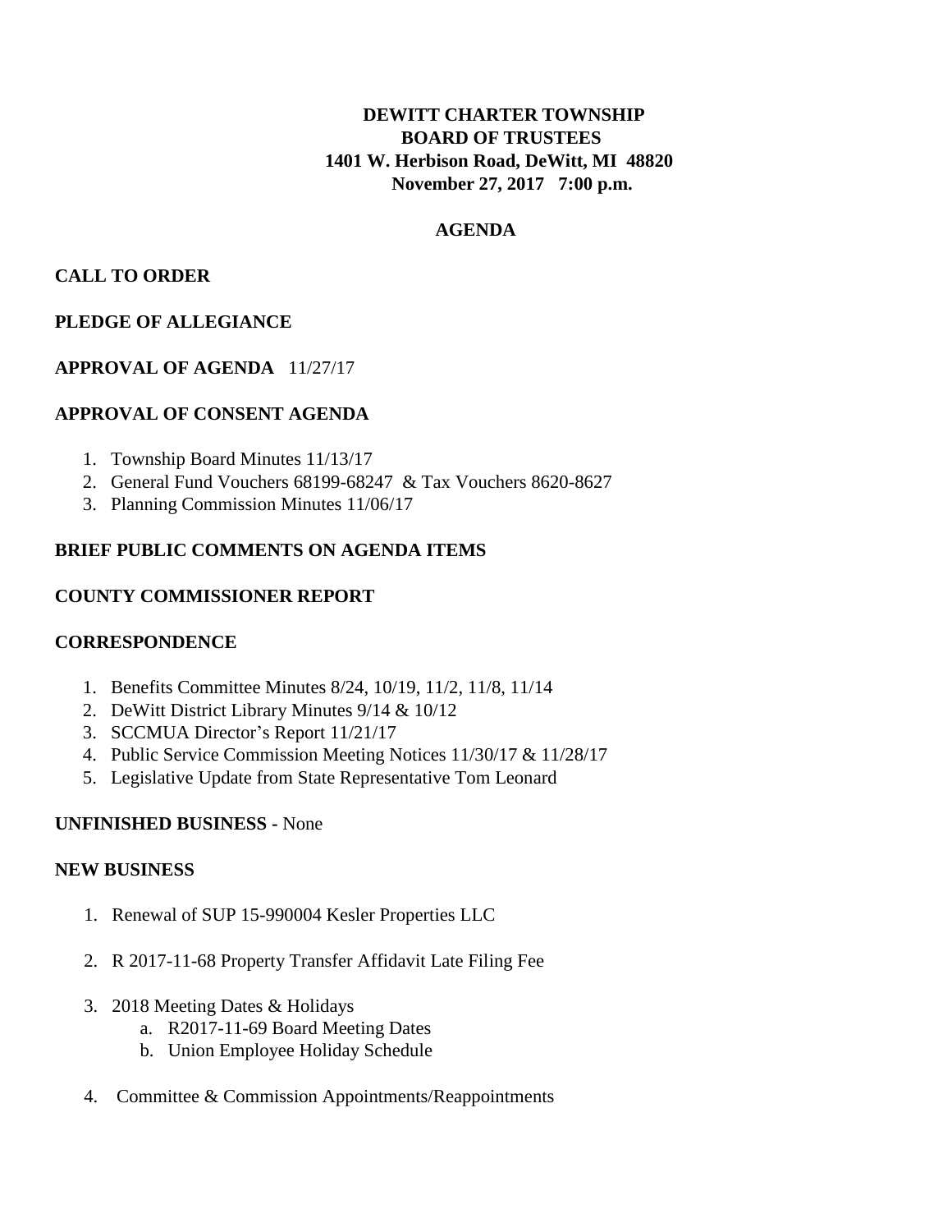**DEWITT CHARTER TOWNSHIP**
**BOARD OF TRUSTEES**
**1401 W. Herbison Road, DeWitt, MI 48820**
**November 27, 2017 7:00 p.m.**

## AGENDA

**CALL TO ORDER**

**PLEDGE OF ALLEGIANCE**

**APPROVAL OF AGENDA** 11/27/17

**APPROVAL OF CONSENT AGENDA**

1. Township Board Minutes 11/13/17
2. General Fund Vouchers 68199-68247 & Tax Vouchers 8620-8627
3. Planning Commission Minutes 11/06/17

**BRIEF PUBLIC COMMENTS ON AGENDA ITEMS**

**COUNTY COMMISSIONER REPORT**

**CORRESPONDENCE**

1. Benefits Committee Minutes 8/24, 10/19, 11/2, 11/8, 11/14
2. DeWitt District Library Minutes 9/14 & 10/12
3. SCCMUA Director's Report 11/21/17
4. Public Service Commission Meeting Notices 11/30/17 & 11/28/17
5. Legislative Update from State Representative Tom Leonard

**UNFINISHED BUSINESS -** None

**NEW BUSINESS**

1. Renewal of SUP 15-990004 Kesler Properties LLC
2. R 2017-11-68 Property Transfer Affidavit Late Filing Fee
3. 2018 Meeting Dates & Holidays
   a. R2017-11-69 Board Meeting Dates
   b. Union Employee Holiday Schedule
4. Committee & Commission Appointments/Reappointments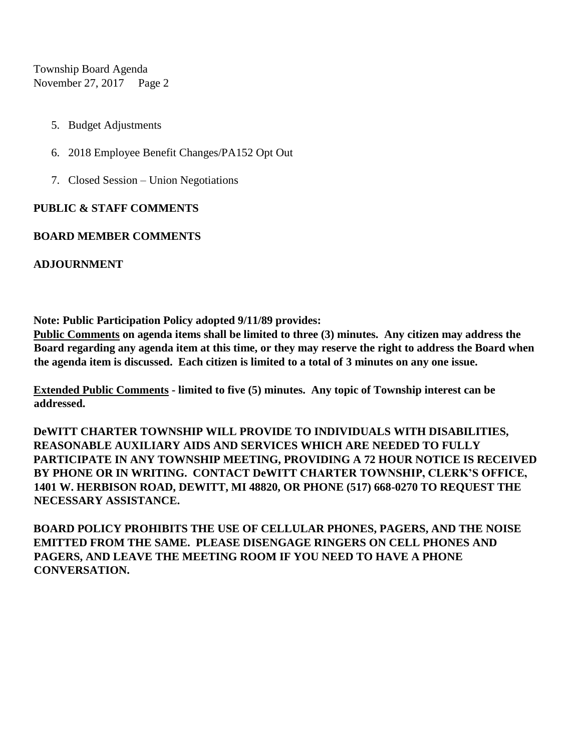5. Budget Adjustments

6. 2018 Employee Benefit Changes/PA152 Opt Out

7. Closed Session – Union Negotiations

**PUBLIC & STAFF COMMENTS**

**BOARD MEMBER COMMENTS**

**ADJOURNMENT**

**Note: Public Participation Policy adopted 9/11/89 provides:**
**Public Comments on agenda items shall be limited to three (3) minutes. Any citizen may address the Board regarding any agenda item at this time, or they may reserve the right to address the Board when the agenda item is discussed. Each citizen is limited to a total of 3 minutes on any one issue.**

**Extended Public Comments - limited to five (5) minutes. Any topic of Township interest can be addressed.**

**DeWITT CHARTER TOWNSHIP WILL PROVIDE TO INDIVIDUALS WITH DISABILITIES, REASONABLE AUXILIARY AIDS AND SERVICES WHICH ARE NEEDED TO FULLY PARTICIPATE IN ANY TOWNSHIP MEETING, PROVIDING A 72 HOUR NOTICE IS RECEIVED BY PHONE OR IN WRITING. CONTACT DeWITT CHARTER TOWNSHIP, CLERK'S OFFICE, 1401 W. HERBISON ROAD, DEWITT, MI 48820, OR PHONE (517) 668-0270 TO REQUEST THE NECESSARY ASSISTANCE.**

**BOARD POLICY PROHIBITS THE USE OF CELLULAR PHONES, PAGERS, AND THE NOISE EMITTED FROM THE SAME. PLEASE DISENGAGE RINGERS ON CELL PHONES AND PAGERS, AND LEAVE THE MEETING ROOM IF YOU NEED TO HAVE A PHONE CONVERSATION.**